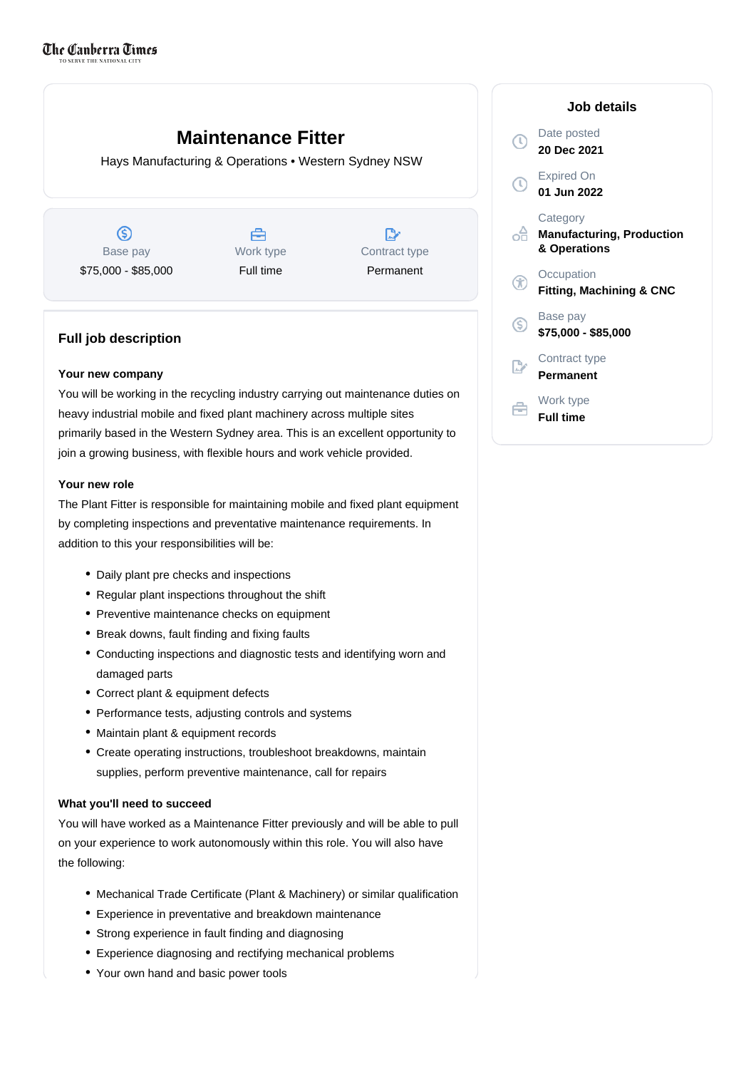The Canberra Times

TO SERVE THE NATIONAL CITY

# Maintenance Fitter

Hays Manufacturing & Operations • Western Sydney NSW

| Base pay | Work type | Contract type |
| --- | --- | --- |
| $75,000 - $85,000 | Full time | Permanent |

## Full job description

### Your new company

You will be working in the recycling industry carrying out maintenance duties on heavy industrial mobile and fixed plant machinery across multiple sites primarily based in the Western Sydney area. This is an excellent opportunity to join a growing business, with flexible hours and work vehicle provided.

### Your new role

The Plant Fitter is responsible for maintaining mobile and fixed plant equipment by completing inspections and preventative maintenance requirements. In addition to this your responsibilities will be:

- Daily plant pre checks and inspections
- Regular plant inspections throughout the shift
- Preventive maintenance checks on equipment
- Break downs, fault finding and fixing faults
- Conducting inspections and diagnostic tests and identifying worn and damaged parts
- Correct plant & equipment defects
- Performance tests, adjusting controls and systems
- Maintain plant & equipment records
- Create operating instructions, troubleshoot breakdowns, maintain supplies, perform preventive maintenance, call for repairs

### What you'll need to succeed

You will have worked as a Maintenance Fitter previously and will be able to pull on your experience to work autonomously within this role. You will also have the following:

- Mechanical Trade Certificate (Plant & Machinery) or similar qualification
- Experience in preventative and breakdown maintenance
- Strong experience in fault finding and diagnosing
- Experience diagnosing and rectifying mechanical problems
- Your own hand and basic power tools

## Job details

**Date posted**
20 Dec 2021

**Expired On**
01 Jun 2022

**Category**
Manufacturing, Production & Operations

**Occupation**
Fitting, Machining & CNC

**Base pay**
$75,000 - $85,000

**Contract type**
Permanent

**Work type**
Full time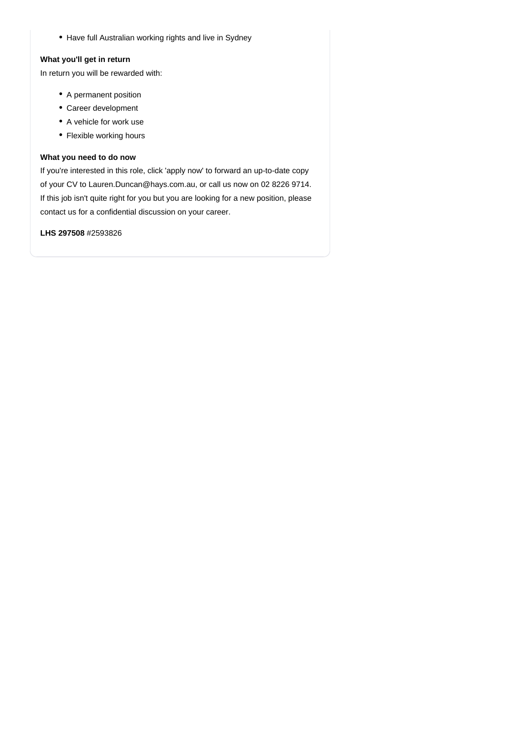- Have full Australian working rights and live in Sydney

**What you'll get in return**

In return you will be rewarded with:

- A permanent position
- Career development
- A vehicle for work use
- Flexible working hours

**What you need to do now**

If you're interested in this role, click 'apply now' to forward an up-to-date copy of your CV to Lauren.Duncan@hays.com.au, or call us now on 02 8226 9714.
If this job isn't quite right for you but you are looking for a new position, please contact us for a confidential discussion on your career.

**LHS 297508** #2593826